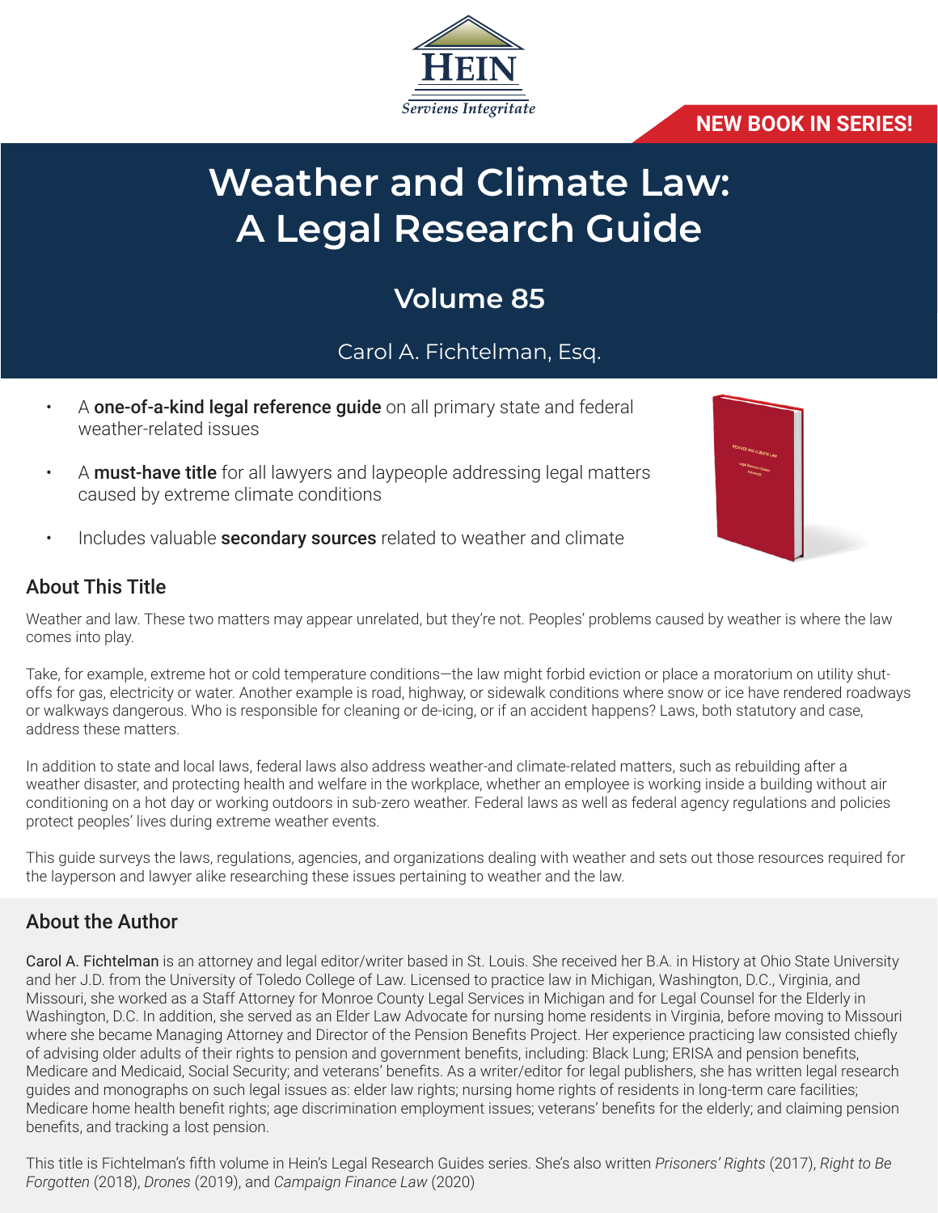HEIN

*Serviens Integritate*

**NEW BOOK IN SERIES!**

# Weather and Climate Law: A Legal Research Guide

## Volume 85

Carol A. Fichtelman, Esq.

- A **one-of-a-kind legal reference guide** on all primary state and federal weather-related issues
- A **must-have title** for all lawyers and laypeople addressing legal matters caused by extreme climate conditions
- Includes valuable **secondary sources** related to weather and climate

## About This Title

Weather and law. These two matters may appear unrelated, but they're not. Peoples' problems caused by weather is where the law comes into play.

Take, for example, extreme hot or cold temperature conditions—the law might forbid eviction or place a moratorium on utility shut-offs for gas, electricity or water. Another example is road, highway, or sidewalk conditions where snow or ice have rendered roadways or walkways dangerous. Who is responsible for cleaning or de-icing, or if an accident happens? Laws, both statutory and case, address these matters.

In addition to state and local laws, federal laws also address weather-and climate-related matters, such as rebuilding after a weather disaster, and protecting health and welfare in the workplace, whether an employee is working inside a building without air conditioning on a hot day or working outdoors in sub-zero weather. Federal laws as well as federal agency regulations and policies protect peoples' lives during extreme weather events.

This guide surveys the laws, regulations, agencies, and organizations dealing with weather and sets out those resources required for the layperson and lawyer alike researching these issues pertaining to weather and the law.

## About the Author

Carol A. Fichtelman is an attorney and legal editor/writer based in St. Louis. She received her B.A. in History at Ohio State University and her J.D. from the University of Toledo College of Law. Licensed to practice law in Michigan, Washington, D.C., Virginia, and Missouri, she worked as a Staff Attorney for Monroe County Legal Services in Michigan and for Legal Counsel for the Elderly in Washington, D.C. In addition, she served as an Elder Law Advocate for nursing home residents in Virginia, before moving to Missouri where she became Managing Attorney and Director of the Pension Benefits Project. Her experience practicing law consisted chiefly of advising older adults of their rights to pension and government benefits, including: Black Lung; ERISA and pension benefits, Medicare and Medicaid, Social Security; and veterans' benefits. As a writer/editor for legal publishers, she has written legal research guides and monographs on such legal issues as: elder law rights; nursing home rights of residents in long-term care facilities; Medicare home health benefit rights; age discrimination employment issues; veterans' benefits for the elderly; and claiming pension benefits, and tracking a lost pension.

This title is Fichtelman's fifth volume in Hein's Legal Research Guides series. She's also written *Prisoners' Rights* (2017), *Right to Be Forgotten* (2018), *Drones* (2019), and *Campaign Finance Law* (2020)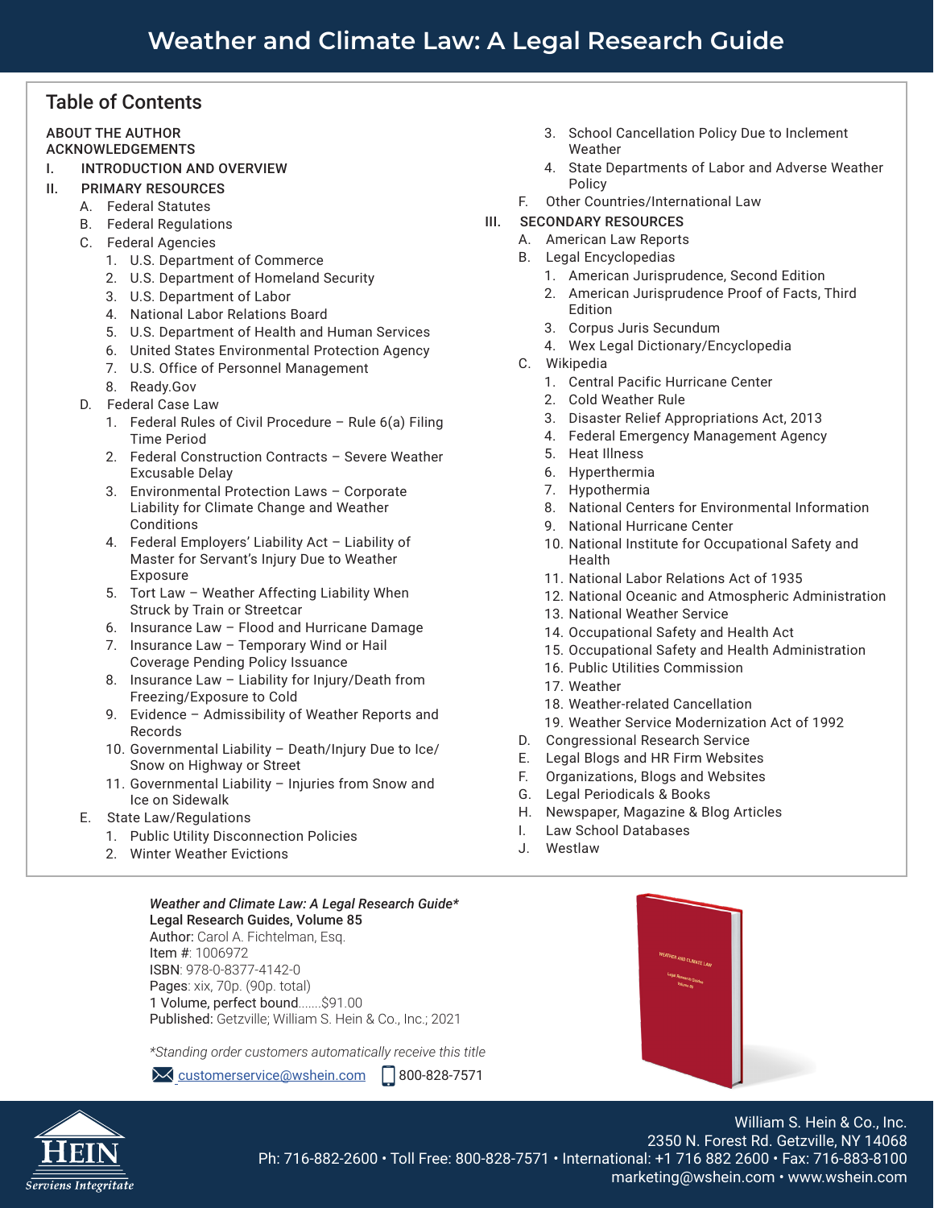# Weather and Climate Law: A Legal Research Guide

## Table of Contents

ABOUT THE AUTHOR
ACKNOWLEDGEMENTS

I. INTRODUCTION AND OVERVIEW

II. PRIMARY RESOURCES
- A. Federal Statutes
- B. Federal Regulations
- C. Federal Agencies
  1. U.S. Department of Commerce
  2. U.S. Department of Homeland Security
  3. U.S. Department of Labor
  4. National Labor Relations Board
  5. U.S. Department of Health and Human Services
  6. United States Environmental Protection Agency
  7. U.S. Office of Personnel Management
  8. Ready.Gov
- D. Federal Case Law
  1. Federal Rules of Civil Procedure – Rule 6(a) Filing Time Period
  2. Federal Construction Contracts – Severe Weather Excusable Delay
  3. Environmental Protection Laws – Corporate Liability for Climate Change and Weather Conditions
  4. Federal Employers' Liability Act – Liability of Master for Servant's Injury Due to Weather Exposure
  5. Tort Law – Weather Affecting Liability When Struck by Train or Streetcar
  6. Insurance Law – Flood and Hurricane Damage
  7. Insurance Law – Temporary Wind or Hail Coverage Pending Policy Issuance
  8. Insurance Law – Liability for Injury/Death from Freezing/Exposure to Cold
  9. Evidence – Admissibility of Weather Reports and Records
  10. Governmental Liability – Death/Injury Due to Ice/Snow on Highway or Street
  11. Governmental Liability – Injuries from Snow and Ice on Sidewalk
- E. State Law/Regulations
  1. Public Utility Disconnection Policies
  2. Winter Weather Evictions
  3. School Cancellation Policy Due to Inclement Weather
  4. State Departments of Labor and Adverse Weather Policy
- F. Other Countries/International Law

III. SECONDARY RESOURCES
- A. American Law Reports
- B. Legal Encyclopedias
  1. American Jurisprudence, Second Edition
  2. American Jurisprudence Proof of Facts, Third Edition
  3. Corpus Juris Secundum
  4. Wex Legal Dictionary/Encyclopedia
- C. Wikipedia
  1. Central Pacific Hurricane Center
  2. Cold Weather Rule
  3. Disaster Relief Appropriations Act, 2013
  4. Federal Emergency Management Agency
  5. Heat Illness
  6. Hyperthermia
  7. Hypothermia
  8. National Centers for Environmental Information
  9. National Hurricane Center
  10. National Institute for Occupational Safety and Health
  11. National Labor Relations Act of 1935
  12. National Oceanic and Atmospheric Administration
  13. National Weather Service
  14. Occupational Safety and Health Act
  15. Occupational Safety and Health Administration
  16. Public Utilities Commission
  17. Weather
  18. Weather-related Cancellation
  19. Weather Service Modernization Act of 1992
- D. Congressional Research Service
- E. Legal Blogs and HR Firm Websites
- F. Organizations, Blogs and Websites
- G. Legal Periodicals & Books
- H. Newspaper, Magazine & Blog Articles
- I. Law School Databases
- J. Westlaw

***Weather and Climate Law: A Legal Research Guide****
**Legal Research Guides, Volume 85**
**Author:** Carol A. Fichtelman, Esq.
**Item #:** 1006972
**ISBN:** 978-0-8377-4142-0
**Pages:** xix, 70p. (90p. total)
**1 Volume, perfect bound**.......$91.00
**Published:** Getzville; William S. Hein & Co., Inc.; 2021

*\*Standing order customers automatically receive this title*

customerservice@wshein.com 800-828-7571

HEIN
Serviens Integritate

William S. Hein & Co., Inc.
2350 N. Forest Rd. Getzville, NY 14068
Ph: 716-882-2600 • Toll Free: 800-828-7571 • International: +1 716 882 2600 • Fax: 716-883-8100
marketing@wshein.com • www.wshein.com